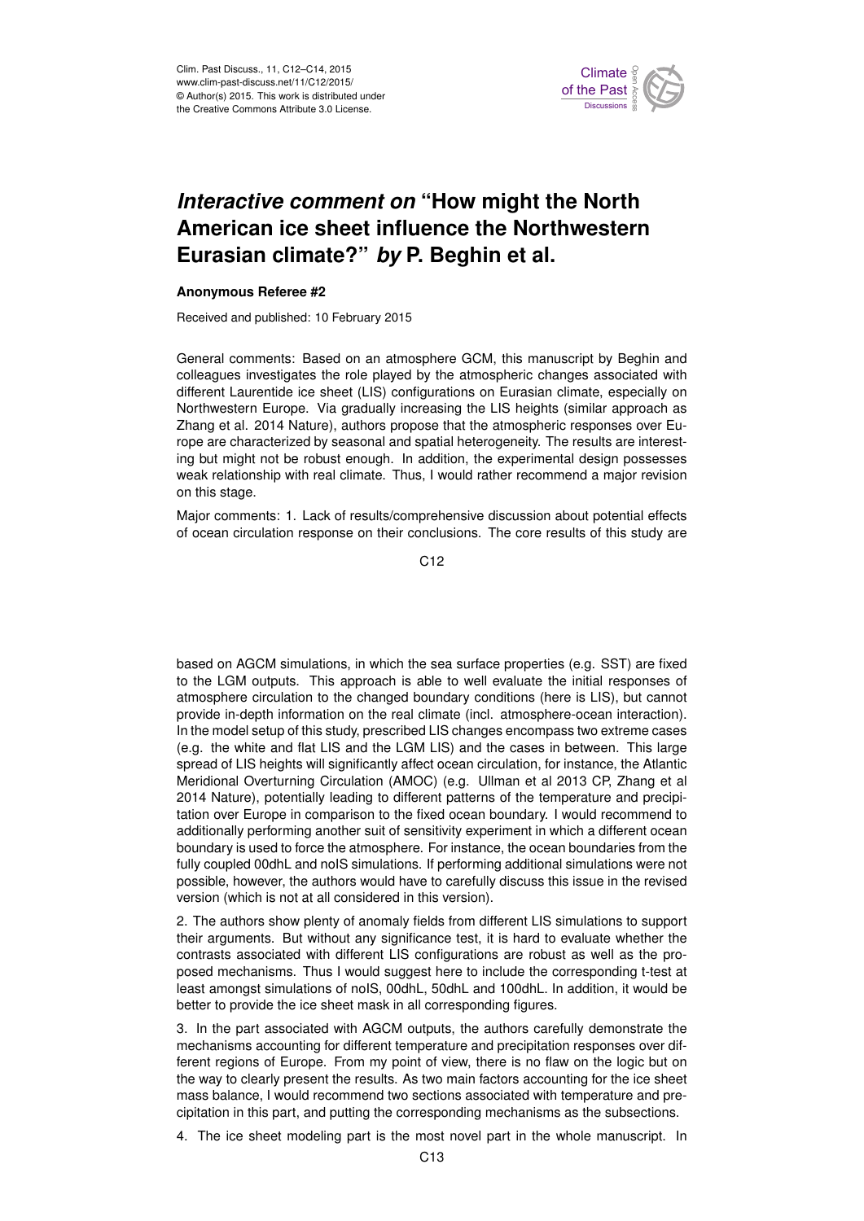# *Interactive comment on* "How might the North American ice sheet influence the Northwestern Eurasian climate?" *by* P. Beghin et al.

**Anonymous Referee #2**

Received and published: 10 February 2015

General comments: Based on an atmosphere GCM, this manuscript by Beghin and colleagues investigates the role played by the atmospheric changes associated with different Laurentide ice sheet (LIS) configurations on Eurasian climate, especially on Northwestern Europe. Via gradually increasing the LIS heights (similar approach as Zhang et al. 2014 Nature), authors propose that the atmospheric responses over Europe are characterized by seasonal and spatial heterogeneity. The results are interesting but might not be robust enough. In addition, the experimental design possesses weak relationship with real climate. Thus, I would rather recommend a major revision on this stage.

Major comments: 1. Lack of results/comprehensive discussion about potential effects of ocean circulation response on their conclusions. The core results of this study are based on AGCM simulations, in which the sea surface properties (e.g. SST) are fixed to the LGM outputs. This approach is able to well evaluate the initial responses of atmosphere circulation to the changed boundary conditions (here is LIS), but cannot provide in-depth information on the real climate (incl. atmosphere-ocean interaction). In the model setup of this study, prescribed LIS changes encompass two extreme cases (e.g. the white and flat LIS and the LGM LIS) and the cases in between. This large spread of LIS heights will significantly affect ocean circulation, for instance, the Atlantic Meridional Overturning Circulation (AMOC) (e.g. Ullman et al 2013 CP, Zhang et al 2014 Nature), potentially leading to different patterns of the temperature and precipitation over Europe in comparison to the fixed ocean boundary. I would recommend to additionally performing another suit of sensitivity experiment in which a different ocean boundary is used to force the atmosphere. For instance, the ocean boundaries from the fully coupled 00dhL and noIS simulations. If performing additional simulations were not possible, however, the authors would have to carefully discuss this issue in the revised version (which is not at all considered in this version).

2. The authors show plenty of anomaly fields from different LIS simulations to support their arguments. But without any significance test, it is hard to evaluate whether the contrasts associated with different LIS configurations are robust as well as the proposed mechanisms. Thus I would suggest here to include the corresponding t-test at least amongst simulations of noIS, 00dhL, 50dhL and 100dhL. In addition, it would be better to provide the ice sheet mask in all corresponding figures.

3. In the part associated with AGCM outputs, the authors carefully demonstrate the mechanisms accounting for different temperature and precipitation responses over different regions of Europe. From my point of view, there is no flaw on the logic but on the way to clearly present the results. As two main factors accounting for the ice sheet mass balance, I would recommend two sections associated with temperature and precipitation in this part, and putting the corresponding mechanisms as the subsections.

4. The ice sheet modeling part is the most novel part in the whole manuscript. In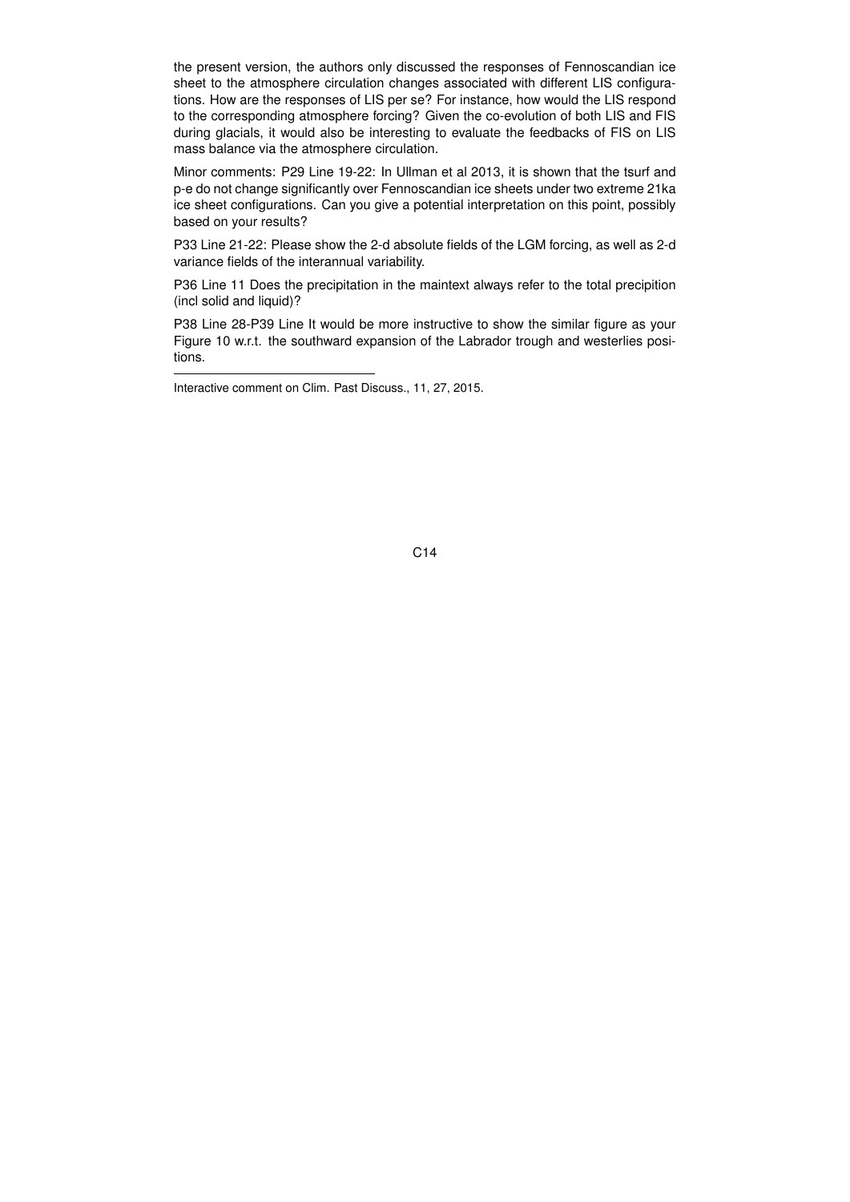the present version, the authors only discussed the responses of Fennoscandian ice sheet to the atmosphere circulation changes associated with different LIS configurations. How are the responses of LIS per se? For instance, how would the LIS respond to the corresponding atmosphere forcing? Given the co-evolution of both LIS and FIS during glacials, it would also be interesting to evaluate the feedbacks of FIS on LIS mass balance via the atmosphere circulation.

Minor comments: P29 Line 19-22: In Ullman et al 2013, it is shown that the tsurf and p-e do not change significantly over Fennoscandian ice sheets under two extreme 21ka ice sheet configurations. Can you give a potential interpretation on this point, possibly based on your results?

P33 Line 21-22: Please show the 2-d absolute fields of the LGM forcing, as well as 2-d variance fields of the interannual variability.

P36 Line 11 Does the precipitation in the maintext always refer to the total precipition (incl solid and liquid)?

P38 Line 28-P39 Line It would be more instructive to show the similar figure as your Figure 10 w.r.t. the southward expansion of the Labrador trough and westerlies positions.

---

Interactive comment on Clim. Past Discuss., 11, 27, 2015.